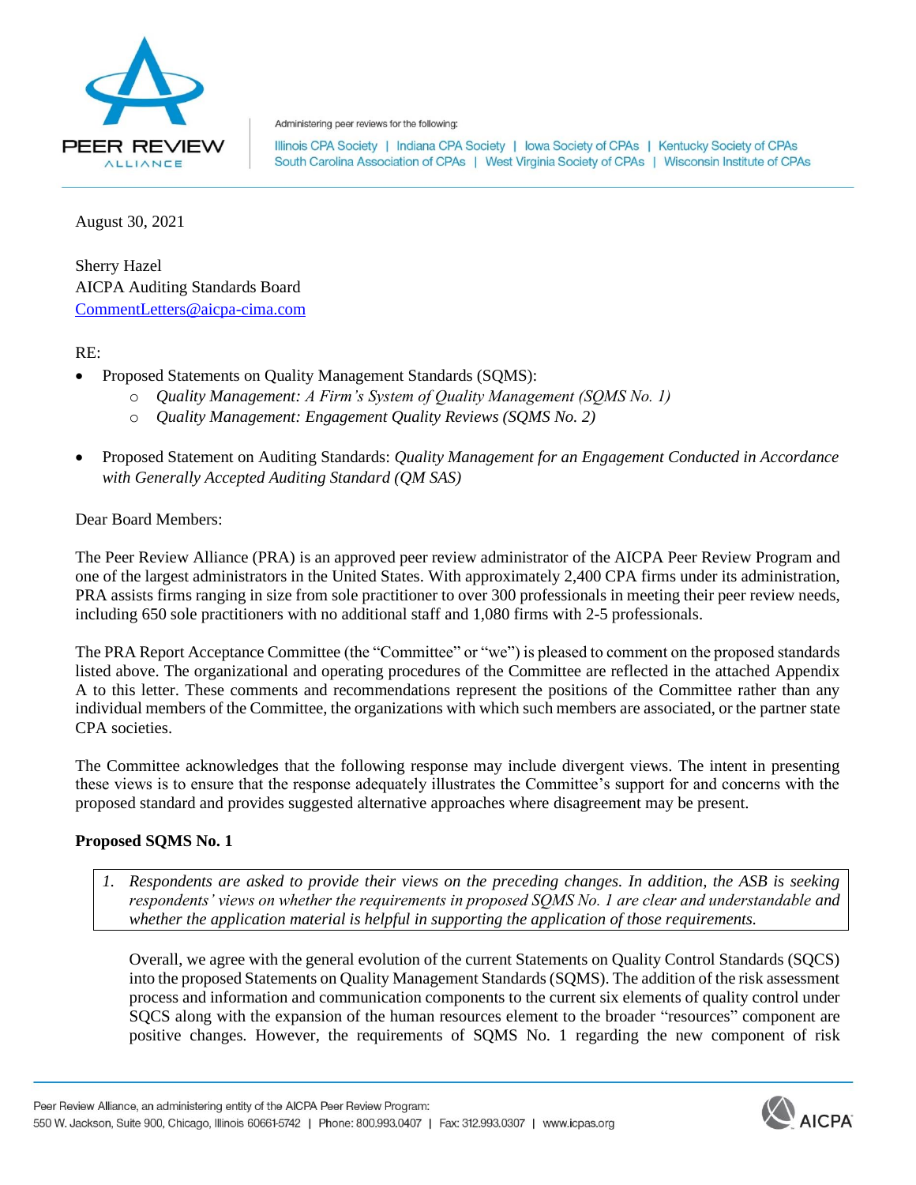Administering peer reviews for the following:

Illinois CPA Society | Indiana CPA Society | Iowa Society of CPAs | Kentucky Society of CPAs | South Carolina Association of CPAs | West Virginia Society of CPAs | Wisconsin Institute of CPAs

August 30, 2021

Sherry Hazel
AICPA Auditing Standards Board
CommentLetters@aicpa-cima.com

RE:

- Proposed Statements on Quality Management Standards (SQMS):
  - *Quality Management: A Firm's System of Quality Management (SQMS No. 1)*
  - *Quality Management: Engagement Quality Reviews (SQMS No. 2)*
- Proposed Statement on Auditing Standards: *Quality Management for an Engagement Conducted in Accordance with Generally Accepted Auditing Standard (QM SAS)*

Dear Board Members:

The Peer Review Alliance (PRA) is an approved peer review administrator of the AICPA Peer Review Program and one of the largest administrators in the United States. With approximately 2,400 CPA firms under its administration, PRA assists firms ranging in size from sole practitioner to over 300 professionals in meeting their peer review needs, including 650 sole practitioners with no additional staff and 1,080 firms with 2-5 professionals.

The PRA Report Acceptance Committee (the "Committee" or "we") is pleased to comment on the proposed standards listed above. The organizational and operating procedures of the Committee are reflected in the attached Appendix A to this letter. These comments and recommendations represent the positions of the Committee rather than any individual members of the Committee, the organizations with which such members are associated, or the partner state CPA societies.

The Committee acknowledges that the following response may include divergent views. The intent in presenting these views is to ensure that the response adequately illustrates the Committee's support for and concerns with the proposed standard and provides suggested alternative approaches where disagreement may be present.

**Proposed SQMS No. 1**

> 1. *Respondents are asked to provide their views on the preceding changes. In addition, the ASB is seeking respondents' views on whether the requirements in proposed SQMS No. 1 are clear and understandable and whether the application material is helpful in supporting the application of those requirements.*

Overall, we agree with the general evolution of the current Statements on Quality Control Standards (SQCS) into the proposed Statements on Quality Management Standards (SQMS). The addition of the risk assessment process and information and communication components to the current six elements of quality control under SQCS along with the expansion of the human resources element to the broader "resources" component are positive changes. However, the requirements of SQMS No. 1 regarding the new component of risk

Peer Review Alliance, an administering entity of the AICPA Peer Review Program:
550 W. Jackson, Suite 900, Chicago, Illinois 60661-5742 | Phone: 800.993.0407 | Fax: 312.993.0307 | www.icpas.org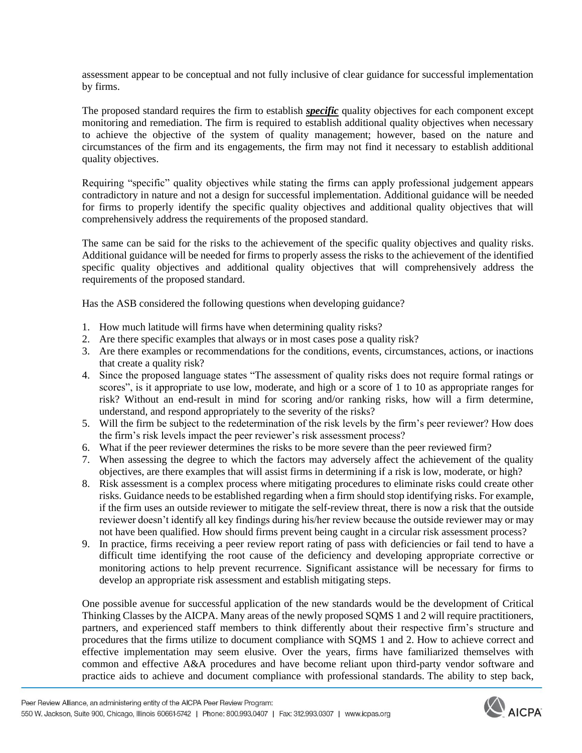assessment appear to be conceptual and not fully inclusive of clear guidance for successful implementation by firms.

The proposed standard requires the firm to establish ***specific*** quality objectives for each component except monitoring and remediation. The firm is required to establish additional quality objectives when necessary to achieve the objective of the system of quality management; however, based on the nature and circumstances of the firm and its engagements, the firm may not find it necessary to establish additional quality objectives.

Requiring "specific" quality objectives while stating the firms can apply professional judgement appears contradictory in nature and not a design for successful implementation. Additional guidance will be needed for firms to properly identify the specific quality objectives and additional quality objectives that will comprehensively address the requirements of the proposed standard.

The same can be said for the risks to the achievement of the specific quality objectives and quality risks. Additional guidance will be needed for firms to properly assess the risks to the achievement of the identified specific quality objectives and additional quality objectives that will comprehensively address the requirements of the proposed standard.

Has the ASB considered the following questions when developing guidance?

1. How much latitude will firms have when determining quality risks?
2. Are there specific examples that always or in most cases pose a quality risk?
3. Are there examples or recommendations for the conditions, events, circumstances, actions, or inactions that create a quality risk?
4. Since the proposed language states "The assessment of quality risks does not require formal ratings or scores", is it appropriate to use low, moderate, and high or a score of 1 to 10 as appropriate ranges for risk? Without an end-result in mind for scoring and/or ranking risks, how will a firm determine, understand, and respond appropriately to the severity of the risks?
5. Will the firm be subject to the redetermination of the risk levels by the firm's peer reviewer? How does the firm's risk levels impact the peer reviewer's risk assessment process?
6. What if the peer reviewer determines the risks to be more severe than the peer reviewed firm?
7. When assessing the degree to which the factors may adversely affect the achievement of the quality objectives, are there examples that will assist firms in determining if a risk is low, moderate, or high?
8. Risk assessment is a complex process where mitigating procedures to eliminate risks could create other risks. Guidance needs to be established regarding when a firm should stop identifying risks. For example, if the firm uses an outside reviewer to mitigate the self-review threat, there is now a risk that the outside reviewer doesn't identify all key findings during his/her review because the outside reviewer may or may not have been qualified. How should firms prevent being caught in a circular risk assessment process?
9. In practice, firms receiving a peer review report rating of pass with deficiencies or fail tend to have a difficult time identifying the root cause of the deficiency and developing appropriate corrective or monitoring actions to help prevent recurrence. Significant assistance will be necessary for firms to develop an appropriate risk assessment and establish mitigating steps.

One possible avenue for successful application of the new standards would be the development of Critical Thinking Classes by the AICPA. Many areas of the newly proposed SQMS 1 and 2 will require practitioners, partners, and experienced staff members to think differently about their respective firm's structure and procedures that the firms utilize to document compliance with SQMS 1 and 2. How to achieve correct and effective implementation may seem elusive. Over the years, firms have familiarized themselves with common and effective A&A procedures and have become reliant upon third-party vendor software and practice aids to achieve and document compliance with professional standards. The ability to step back,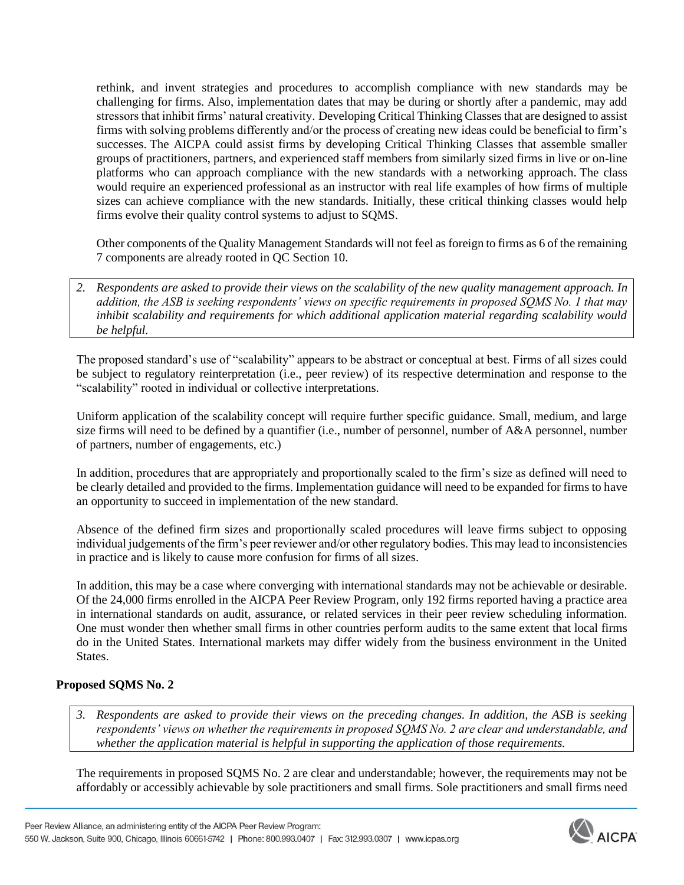rethink, and invent strategies and procedures to accomplish compliance with new standards may be challenging for firms. Also, implementation dates that may be during or shortly after a pandemic, may add stressors that inhibit firms' natural creativity. Developing Critical Thinking Classes that are designed to assist firms with solving problems differently and/or the process of creating new ideas could be beneficial to firm's successes. The AICPA could assist firms by developing Critical Thinking Classes that assemble smaller groups of practitioners, partners, and experienced staff members from similarly sized firms in live or on-line platforms who can approach compliance with the new standards with a networking approach. The class would require an experienced professional as an instructor with real life examples of how firms of multiple sizes can achieve compliance with the new standards. Initially, these critical thinking classes would help firms evolve their quality control systems to adjust to SQMS.

Other components of the Quality Management Standards will not feel as foreign to firms as 6 of the remaining 7 components are already rooted in QC Section 10.

*2. Respondents are asked to provide their views on the scalability of the new quality management approach. In addition, the ASB is seeking respondents' views on specific requirements in proposed SQMS No. 1 that may inhibit scalability and requirements for which additional application material regarding scalability would be helpful.*

The proposed standard's use of "scalability" appears to be abstract or conceptual at best. Firms of all sizes could be subject to regulatory reinterpretation (i.e., peer review) of its respective determination and response to the "scalability" rooted in individual or collective interpretations.

Uniform application of the scalability concept will require further specific guidance. Small, medium, and large size firms will need to be defined by a quantifier (i.e., number of personnel, number of A&A personnel, number of partners, number of engagements, etc.)

In addition, procedures that are appropriately and proportionally scaled to the firm's size as defined will need to be clearly detailed and provided to the firms. Implementation guidance will need to be expanded for firms to have an opportunity to succeed in implementation of the new standard.

Absence of the defined firm sizes and proportionally scaled procedures will leave firms subject to opposing individual judgements of the firm's peer reviewer and/or other regulatory bodies. This may lead to inconsistencies in practice and is likely to cause more confusion for firms of all sizes.

In addition, this may be a case where converging with international standards may not be achievable or desirable. Of the 24,000 firms enrolled in the AICPA Peer Review Program, only 192 firms reported having a practice area in international standards on audit, assurance, or related services in their peer review scheduling information. One must wonder then whether small firms in other countries perform audits to the same extent that local firms do in the United States. International markets may differ widely from the business environment in the United States.

### Proposed SQMS No. 2

*3. Respondents are asked to provide their views on the preceding changes. In addition, the ASB is seeking respondents' views on whether the requirements in proposed SQMS No. 2 are clear and understandable, and whether the application material is helpful in supporting the application of those requirements.*

The requirements in proposed SQMS No. 2 are clear and understandable; however, the requirements may not be affordably or accessibly achievable by sole practitioners and small firms. Sole practitioners and small firms need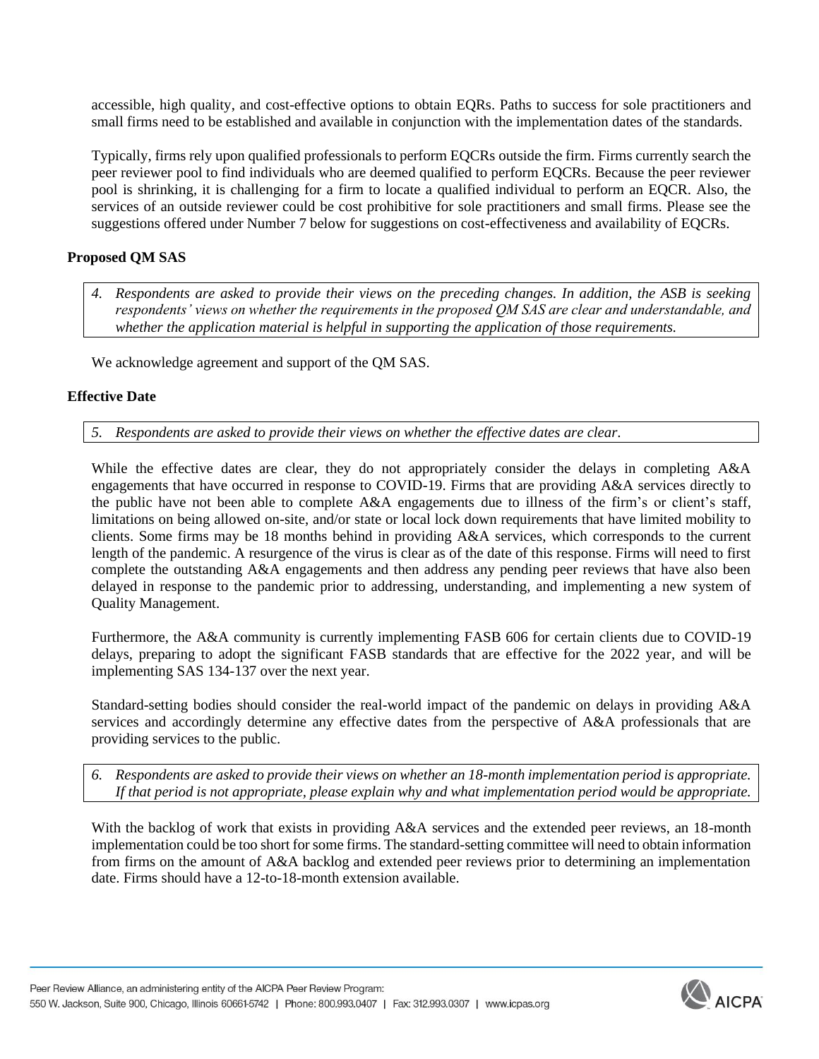accessible, high quality, and cost-effective options to obtain EQRs. Paths to success for sole practitioners and small firms need to be established and available in conjunction with the implementation dates of the standards.

Typically, firms rely upon qualified professionals to perform EQCRs outside the firm. Firms currently search the peer reviewer pool to find individuals who are deemed qualified to perform EQCRs. Because the peer reviewer pool is shrinking, it is challenging for a firm to locate a qualified individual to perform an EQCR. Also, the services of an outside reviewer could be cost prohibitive for sole practitioners and small firms. Please see the suggestions offered under Number 7 below for suggestions on cost-effectiveness and availability of EQCRs.

**Proposed QM SAS**

*4. Respondents are asked to provide their views on the preceding changes. In addition, the ASB is seeking respondents' views on whether the requirements in the proposed QM SAS are clear and understandable, and whether the application material is helpful in supporting the application of those requirements.*

We acknowledge agreement and support of the QM SAS.

**Effective Date**

*5. Respondents are asked to provide their views on whether the effective dates are clear.*

While the effective dates are clear, they do not appropriately consider the delays in completing A&A engagements that have occurred in response to COVID-19. Firms that are providing A&A services directly to the public have not been able to complete A&A engagements due to illness of the firm's or client's staff, limitations on being allowed on-site, and/or state or local lock down requirements that have limited mobility to clients. Some firms may be 18 months behind in providing A&A services, which corresponds to the current length of the pandemic. A resurgence of the virus is clear as of the date of this response. Firms will need to first complete the outstanding A&A engagements and then address any pending peer reviews that have also been delayed in response to the pandemic prior to addressing, understanding, and implementing a new system of Quality Management.

Furthermore, the A&A community is currently implementing FASB 606 for certain clients due to COVID-19 delays, preparing to adopt the significant FASB standards that are effective for the 2022 year, and will be implementing SAS 134-137 over the next year.

Standard-setting bodies should consider the real-world impact of the pandemic on delays in providing A&A services and accordingly determine any effective dates from the perspective of A&A professionals that are providing services to the public.

*6. Respondents are asked to provide their views on whether an 18-month implementation period is appropriate. If that period is not appropriate, please explain why and what implementation period would be appropriate.*

With the backlog of work that exists in providing A&A services and the extended peer reviews, an 18-month implementation could be too short for some firms. The standard-setting committee will need to obtain information from firms on the amount of A&A backlog and extended peer reviews prior to determining an implementation date. Firms should have a 12-to-18-month extension available.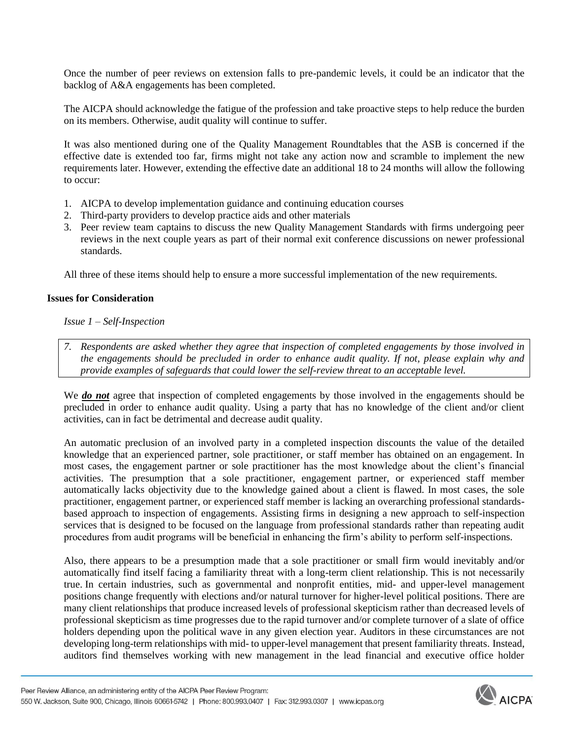Once the number of peer reviews on extension falls to pre-pandemic levels, it could be an indicator that the backlog of A&A engagements has been completed.

The AICPA should acknowledge the fatigue of the profession and take proactive steps to help reduce the burden on its members. Otherwise, audit quality will continue to suffer.

It was also mentioned during one of the Quality Management Roundtables that the ASB is concerned if the effective date is extended too far, firms might not take any action now and scramble to implement the new requirements later. However, extending the effective date an additional 18 to 24 months will allow the following to occur:

1. AICPA to develop implementation guidance and continuing education courses
2. Third-party providers to develop practice aids and other materials
3. Peer review team captains to discuss the new Quality Management Standards with firms undergoing peer reviews in the next couple years as part of their normal exit conference discussions on newer professional standards.

All three of these items should help to ensure a more successful implementation of the new requirements.

**Issues for Consideration**

*Issue 1 – Self-Inspection*

> *7. Respondents are asked whether they agree that inspection of completed engagements by those involved in the engagements should be precluded in order to enhance audit quality. If not, please explain why and provide examples of safeguards that could lower the self-review threat to an acceptable level.*

We ***do not*** agree that inspection of completed engagements by those involved in the engagements should be precluded in order to enhance audit quality. Using a party that has no knowledge of the client and/or client activities, can in fact be detrimental and decrease audit quality.

An automatic preclusion of an involved party in a completed inspection discounts the value of the detailed knowledge that an experienced partner, sole practitioner, or staff member has obtained on an engagement. In most cases, the engagement partner or sole practitioner has the most knowledge about the client's financial activities. The presumption that a sole practitioner, engagement partner, or experienced staff member automatically lacks objectivity due to the knowledge gained about a client is flawed. In most cases, the sole practitioner, engagement partner, or experienced staff member is lacking an overarching professional standards-based approach to inspection of engagements. Assisting firms in designing a new approach to self-inspection services that is designed to be focused on the language from professional standards rather than repeating audit procedures from audit programs will be beneficial in enhancing the firm's ability to perform self-inspections.

Also, there appears to be a presumption made that a sole practitioner or small firm would inevitably and/or automatically find itself facing a familiarity threat with a long-term client relationship. This is not necessarily true. In certain industries, such as governmental and nonprofit entities, mid- and upper-level management positions change frequently with elections and/or natural turnover for higher-level political positions. There are many client relationships that produce increased levels of professional skepticism rather than decreased levels of professional skepticism as time progresses due to the rapid turnover and/or complete turnover of a slate of office holders depending upon the political wave in any given election year. Auditors in these circumstances are not developing long-term relationships with mid- to upper-level management that present familiarity threats. Instead, auditors find themselves working with new management in the lead financial and executive office holder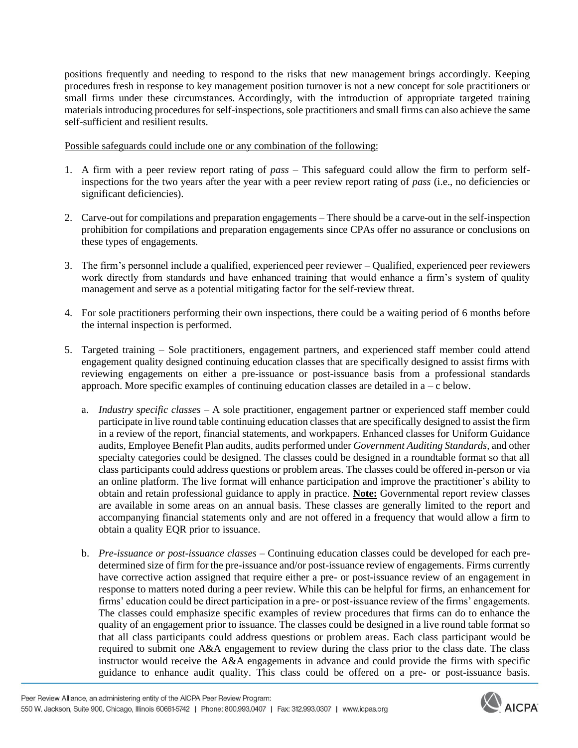positions frequently and needing to respond to the risks that new management brings accordingly. Keeping procedures fresh in response to key management position turnover is not a new concept for sole practitioners or small firms under these circumstances. Accordingly, with the introduction of appropriate targeted training materials introducing procedures for self-inspections, sole practitioners and small firms can also achieve the same self-sufficient and resilient results.

Possible safeguards could include one or any combination of the following:

1. A firm with a peer review report rating of *pass* – This safeguard could allow the firm to perform self-inspections for the two years after the year with a peer review report rating of *pass* (i.e., no deficiencies or significant deficiencies).

2. Carve-out for compilations and preparation engagements – There should be a carve-out in the self-inspection prohibition for compilations and preparation engagements since CPAs offer no assurance or conclusions on these types of engagements.

3. The firm's personnel include a qualified, experienced peer reviewer – Qualified, experienced peer reviewers work directly from standards and have enhanced training that would enhance a firm's system of quality management and serve as a potential mitigating factor for the self-review threat.

4. For sole practitioners performing their own inspections, there could be a waiting period of 6 months before the internal inspection is performed.

5. Targeted training – Sole practitioners, engagement partners, and experienced staff member could attend engagement quality designed continuing education classes that are specifically designed to assist firms with reviewing engagements on either a pre-issuance or post-issuance basis from a professional standards approach. More specific examples of continuing education classes are detailed in a – c below.

   a. *Industry specific classes* – A sole practitioner, engagement partner or experienced staff member could participate in live round table continuing education classes that are specifically designed to assist the firm in a review of the report, financial statements, and workpapers. Enhanced classes for Uniform Guidance audits, Employee Benefit Plan audits, audits performed under *Government Auditing Standards*, and other specialty categories could be designed. The classes could be designed in a roundtable format so that all class participants could address questions or problem areas. The classes could be offered in-person or via an online platform. The live format will enhance participation and improve the practitioner's ability to obtain and retain professional guidance to apply in practice. **Note:** Governmental report review classes are available in some areas on an annual basis. These classes are generally limited to the report and accompanying financial statements only and are not offered in a frequency that would allow a firm to obtain a quality EQR prior to issuance.

   b. *Pre-issuance or post-issuance classes* – Continuing education classes could be developed for each pre-determined size of firm for the pre-issuance and/or post-issuance review of engagements. Firms currently have corrective action assigned that require either a pre- or post-issuance review of an engagement in response to matters noted during a peer review. While this can be helpful for firms, an enhancement for firms' education could be direct participation in a pre- or post-issuance review of the firms' engagements. The classes could emphasize specific examples of review procedures that firms can do to enhance the quality of an engagement prior to issuance. The classes could be designed in a live round table format so that all class participants could address questions or problem areas. Each class participant would be required to submit one A&A engagement to review during the class prior to the class date. The class instructor would receive the A&A engagements in advance and could provide the firms with specific guidance to enhance audit quality. This class could be offered on a pre- or post-issuance basis.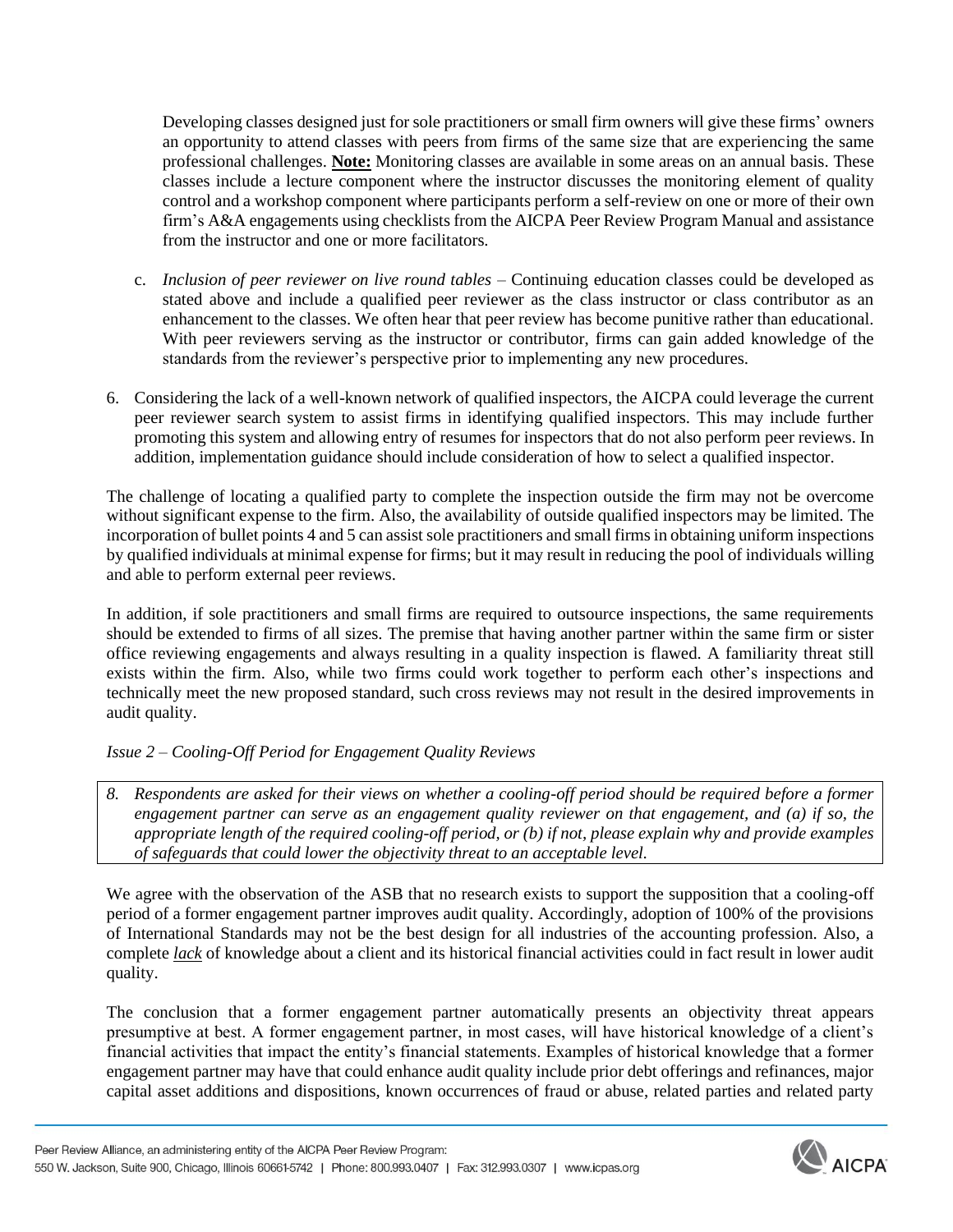Developing classes designed just for sole practitioners or small firm owners will give these firms' owners an opportunity to attend classes with peers from firms of the same size that are experiencing the same professional challenges. **Note:** Monitoring classes are available in some areas on an annual basis. These classes include a lecture component where the instructor discusses the monitoring element of quality control and a workshop component where participants perform a self-review on one or more of their own firm's A&A engagements using checklists from the AICPA Peer Review Program Manual and assistance from the instructor and one or more facilitators.

c. *Inclusion of peer reviewer on live round tables* – Continuing education classes could be developed as stated above and include a qualified peer reviewer as the class instructor or class contributor as an enhancement to the classes. We often hear that peer review has become punitive rather than educational. With peer reviewers serving as the instructor or contributor, firms can gain added knowledge of the standards from the reviewer's perspective prior to implementing any new procedures.

6. Considering the lack of a well-known network of qualified inspectors, the AICPA could leverage the current peer reviewer search system to assist firms in identifying qualified inspectors. This may include further promoting this system and allowing entry of resumes for inspectors that do not also perform peer reviews. In addition, implementation guidance should include consideration of how to select a qualified inspector.

The challenge of locating a qualified party to complete the inspection outside the firm may not be overcome without significant expense to the firm. Also, the availability of outside qualified inspectors may be limited. The incorporation of bullet points 4 and 5 can assist sole practitioners and small firms in obtaining uniform inspections by qualified individuals at minimal expense for firms; but it may result in reducing the pool of individuals willing and able to perform external peer reviews.

In addition, if sole practitioners and small firms are required to outsource inspections, the same requirements should be extended to firms of all sizes. The premise that having another partner within the same firm or sister office reviewing engagements and always resulting in a quality inspection is flawed. A familiarity threat still exists within the firm. Also, while two firms could work together to perform each other's inspections and technically meet the new proposed standard, such cross reviews may not result in the desired improvements in audit quality.

*Issue 2 – Cooling-Off Period for Engagement Quality Reviews*

*8. Respondents are asked for their views on whether a cooling-off period should be required before a former engagement partner can serve as an engagement quality reviewer on that engagement, and (a) if so, the appropriate length of the required cooling-off period, or (b) if not, please explain why and provide examples of safeguards that could lower the objectivity threat to an acceptable level.*

We agree with the observation of the ASB that no research exists to support the supposition that a cooling-off period of a former engagement partner improves audit quality. Accordingly, adoption of 100% of the provisions of International Standards may not be the best design for all industries of the accounting profession. Also, a complete ***lack*** of knowledge about a client and its historical financial activities could in fact result in lower audit quality.

The conclusion that a former engagement partner automatically presents an objectivity threat appears presumptive at best. A former engagement partner, in most cases, will have historical knowledge of a client's financial activities that impact the entity's financial statements. Examples of historical knowledge that a former engagement partner may have that could enhance audit quality include prior debt offerings and refinances, major capital asset additions and dispositions, known occurrences of fraud or abuse, related parties and related party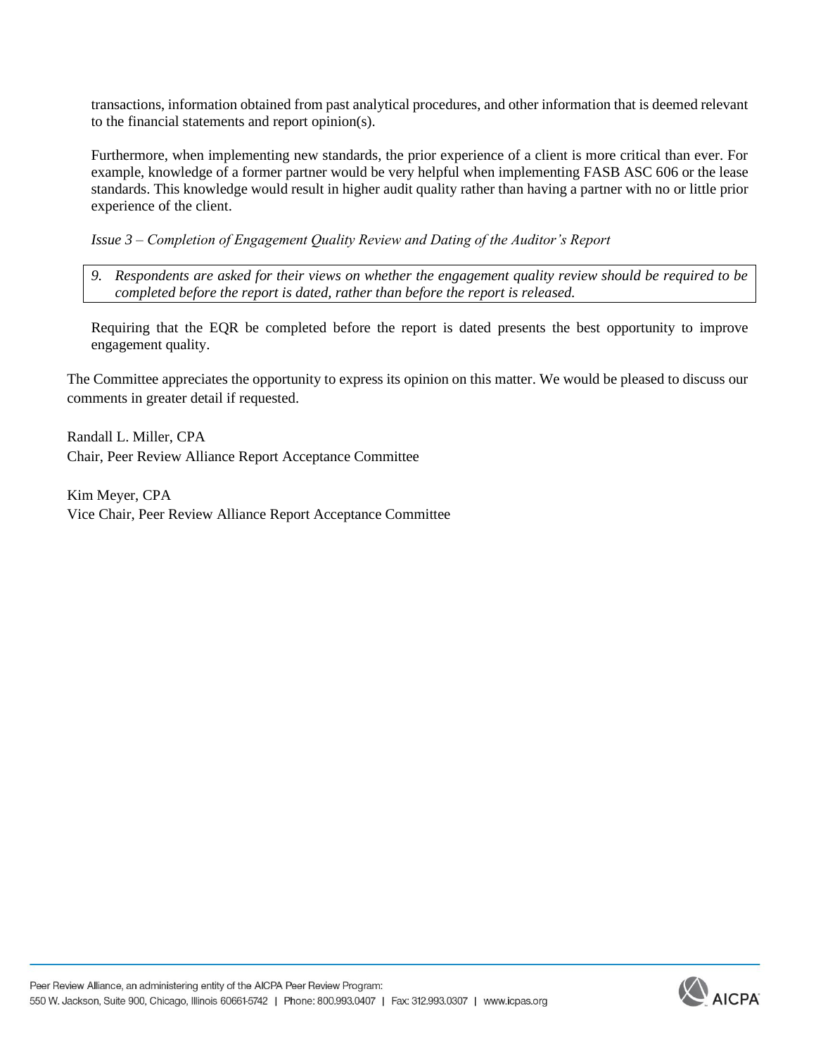transactions, information obtained from past analytical procedures, and other information that is deemed relevant to the financial statements and report opinion(s).

Furthermore, when implementing new standards, the prior experience of a client is more critical than ever. For example, knowledge of a former partner would be very helpful when implementing FASB ASC 606 or the lease standards. This knowledge would result in higher audit quality rather than having a partner with no or little prior experience of the client.

*Issue 3 – Completion of Engagement Quality Review and Dating of the Auditor's Report*

> *9. Respondents are asked for their views on whether the engagement quality review should be required to be completed before the report is dated, rather than before the report is released.*

Requiring that the EQR be completed before the report is dated presents the best opportunity to improve engagement quality.

The Committee appreciates the opportunity to express its opinion on this matter. We would be pleased to discuss our comments in greater detail if requested.

Randall L. Miller, CPA
Chair, Peer Review Alliance Report Acceptance Committee

Kim Meyer, CPA
Vice Chair, Peer Review Alliance Report Acceptance Committee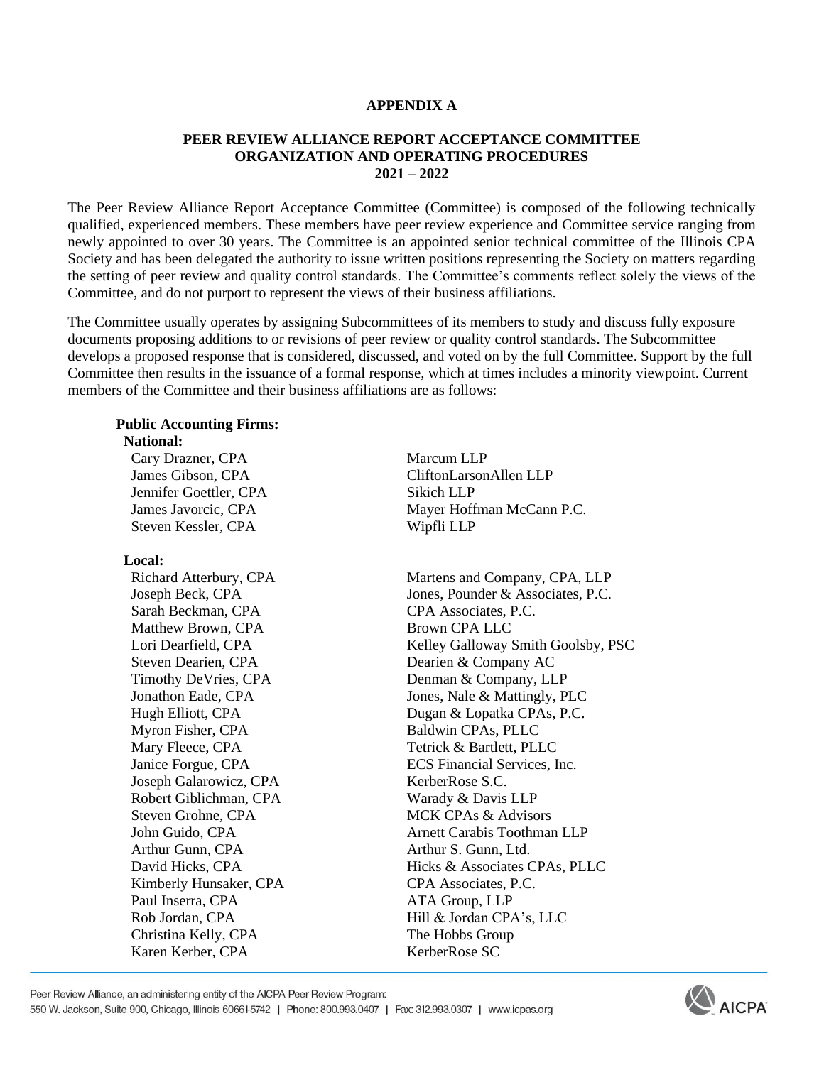## APPENDIX A

### PEER REVIEW ALLIANCE REPORT ACCEPTANCE COMMITTEE ORGANIZATION AND OPERATING PROCEDURES 2021 – 2022

The Peer Review Alliance Report Acceptance Committee (Committee) is composed of the following technically qualified, experienced members. These members have peer review experience and Committee service ranging from newly appointed to over 30 years. The Committee is an appointed senior technical committee of the Illinois CPA Society and has been delegated the authority to issue written positions representing the Society on matters regarding the setting of peer review and quality control standards. The Committee's comments reflect solely the views of the Committee, and do not purport to represent the views of their business affiliations.

The Committee usually operates by assigning Subcommittees of its members to study and discuss fully exposure documents proposing additions to or revisions of peer review or quality control standards. The Subcommittee develops a proposed response that is considered, discussed, and voted on by the full Committee. Support by the full Committee then results in the issuance of a formal response, which at times includes a minority viewpoint. Current members of the Committee and their business affiliations are as follows:

**Public Accounting Firms:**

**National:**

| | |
|---|---|
| Cary Drazner, CPA | Marcum LLP |
| James Gibson, CPA | CliftonLarsonAllen LLP |
| Jennifer Goettler, CPA | Sikich LLP |
| James Javorcic, CPA | Mayer Hoffman McCann P.C. |
| Steven Kessler, CPA | Wipfli LLP |

**Local:**

| | |
|---|---|
| Richard Atterbury, CPA | Martens and Company, CPA, LLP |
| Joseph Beck, CPA | Jones, Pounder & Associates, P.C. |
| Sarah Beckman, CPA | CPA Associates, P.C. |
| Matthew Brown, CPA | Brown CPA LLC |
| Lori Dearfield, CPA | Kelley Galloway Smith Goolsby, PSC |
| Steven Dearien, CPA | Dearien & Company AC |
| Timothy DeVries, CPA | Denman & Company, LLP |
| Jonathon Eade, CPA | Jones, Nale & Mattingly, PLC |
| Hugh Elliott, CPA | Dugan & Lopatka CPAs, P.C. |
| Myron Fisher, CPA | Baldwin CPAs, PLLC |
| Mary Fleece, CPA | Tetrick & Bartlett, PLLC |
| Janice Forgue, CPA | ECS Financial Services, Inc. |
| Joseph Galarowicz, CPA | KerberRose S.C. |
| Robert Giblichman, CPA | Warady & Davis LLP |
| Steven Grohne, CPA | MCK CPAs & Advisors |
| John Guido, CPA | Arnett Carabis Toothman LLP |
| Arthur Gunn, CPA | Arthur S. Gunn, Ltd. |
| David Hicks, CPA | Hicks & Associates CPAs, PLLC |
| Kimberly Hunsaker, CPA | CPA Associates, P.C. |
| Paul Inserra, CPA | ATA Group, LLP |
| Rob Jordan, CPA | Hill & Jordan CPA's, LLC |
| Christina Kelly, CPA | The Hobbs Group |
| Karen Kerber, CPA | KerberRose SC |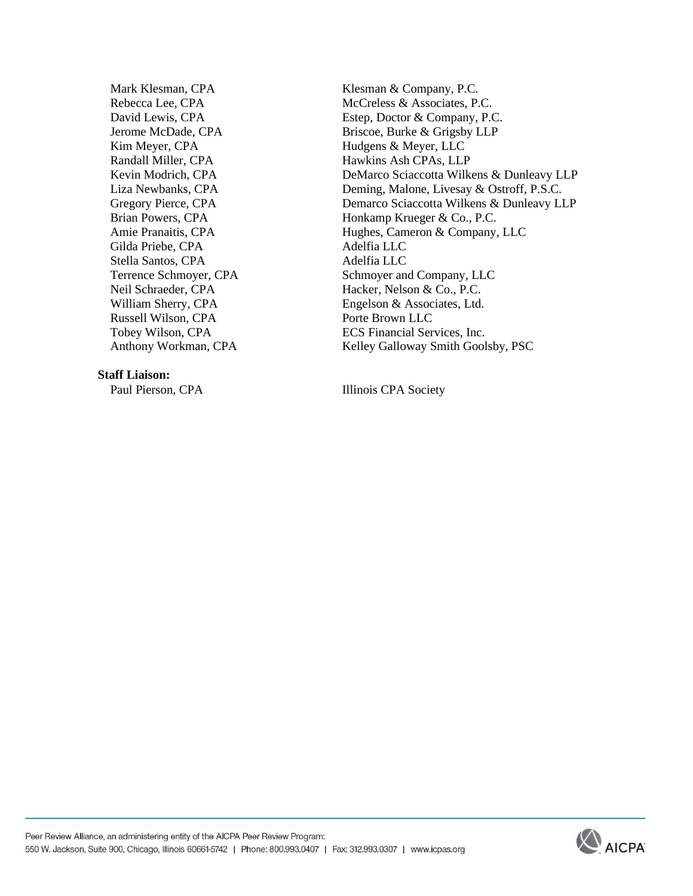| | |
|---|---|
| Mark Klesman, CPA | Klesman & Company, P.C. |
| Rebecca Lee, CPA | McCreless & Associates, P.C. |
| David Lewis, CPA | Estep, Doctor & Company, P.C. |
| Jerome McDade, CPA | Briscoe, Burke & Grigsby LLP |
| Kim Meyer, CPA | Hudgens & Meyer, LLC |
| Randall Miller, CPA | Hawkins Ash CPAs, LLP |
| Kevin Modrich, CPA | DeMarco Sciaccotta Wilkens & Dunleavy LLP |
| Liza Newbanks, CPA | Deming, Malone, Livesay & Ostroff, P.S.C. |
| Gregory Pierce, CPA | Demarco Sciaccotta Wilkens & Dunleavy LLP |
| Brian Powers, CPA | Honkamp Krueger & Co., P.C. |
| Amie Pranaitis, CPA | Hughes, Cameron & Company, LLC |
| Gilda Priebe, CPA | Adelfia LLC |
| Stella Santos, CPA | Adelfia LLC |
| Terrence Schmoyer, CPA | Schmoyer and Company, LLC |
| Neil Schraeder, CPA | Hacker, Nelson & Co., P.C. |
| William Sherry, CPA | Engelson & Associates, Ltd. |
| Russell Wilson, CPA | Porte Brown LLC |
| Tobey Wilson, CPA | ECS Financial Services, Inc. |
| Anthony Workman, CPA | Kelley Galloway Smith Goolsby, PSC |

**Staff Liaison:**

| | |
|---|---|
| Paul Pierson, CPA | Illinois CPA Society |

Peer Review Alliance, an administering entity of the AICPA Peer Review Program:
550 W. Jackson, Suite 900, Chicago, Illinois 60661-5742 | Phone: 800.993.0407 | Fax: 312.993.0307 | www.icpas.org